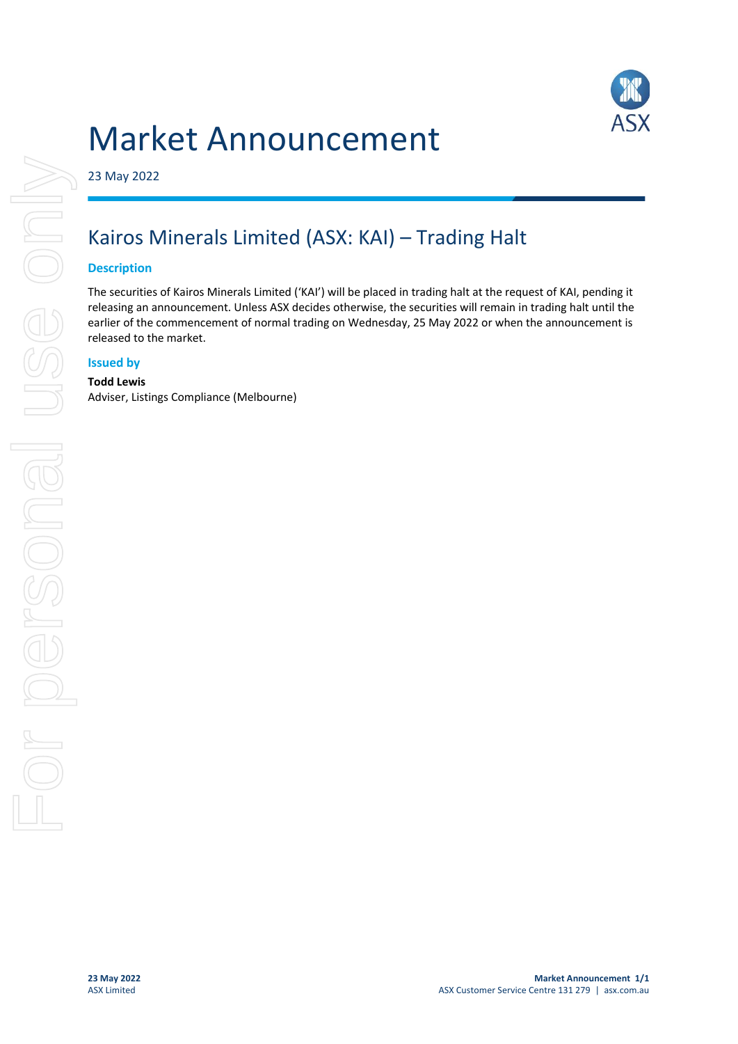# Market Announcement

23 May 2022

## Kairos Minerals Limited (ASX: KAI) – Trading Halt

### Description

The securities of Kairos Minerals Limited ('KAI') will be placed in trading halt at the request of KAI, pending it releasing an announcement. Unless ASX decides otherwise, the securities will remain in trading halt until the earlier of the commencement of normal trading on Wednesday, 25 May 2022 or when the announcement is released to the market.

### Issued by

**Todd Lewis**
Adviser, Listings Compliance (Melbourne)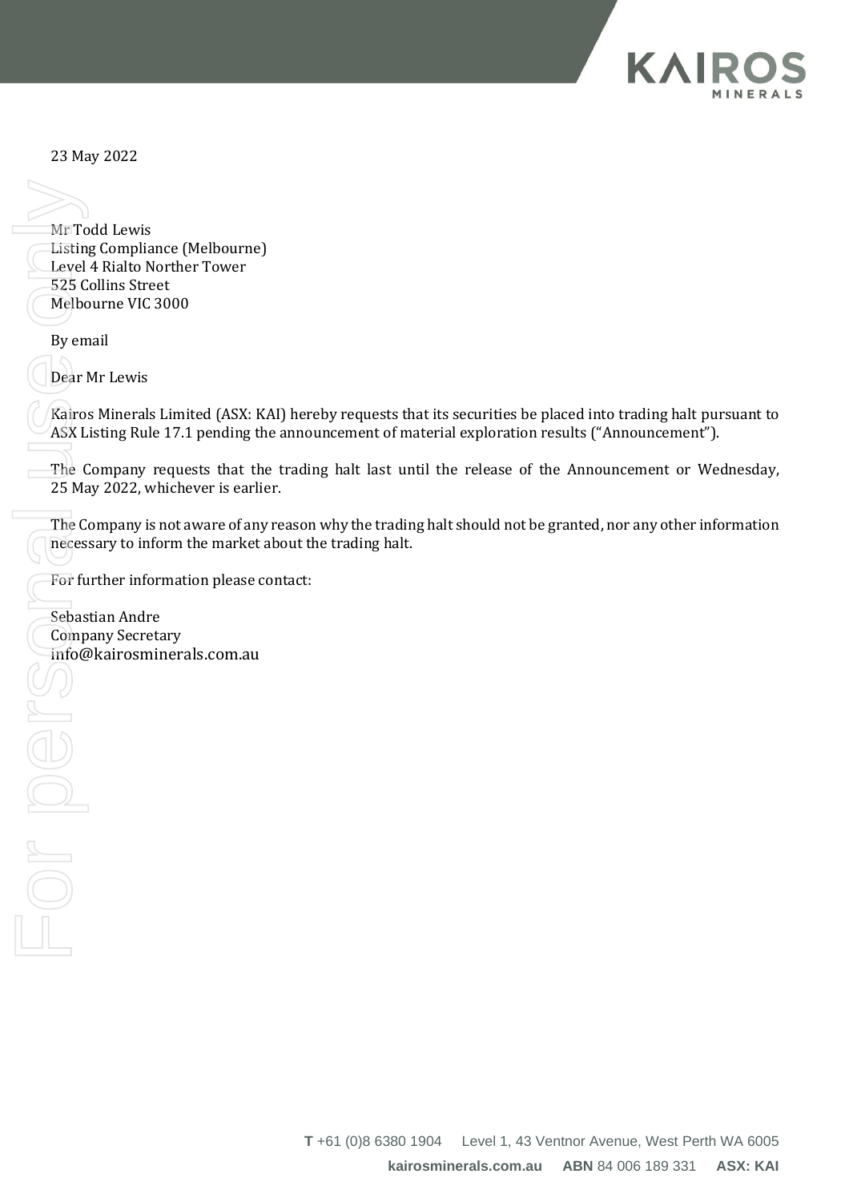23 May 2022

Mr Todd Lewis  
Listing Compliance (Melbourne)  
Level 4 Rialto Norther Tower  
525 Collins Street  
Melbourne VIC 3000

By email

Dear Mr Lewis

Kairos Minerals Limited (ASX: KAI) hereby requests that its securities be placed into trading halt pursuant to ASX Listing Rule 17.1 pending the announcement of material exploration results ("Announcement").

The Company requests that the trading halt last until the release of the Announcement or Wednesday, 25 May 2022, whichever is earlier.

The Company is not aware of any reason why the trading halt should not be granted, nor any other information necessary to inform the market about the trading halt.

For further information please contact:

Sebastian Andre  
Company Secretary  
info@kairosminerals.com.au

**T** +61 (0)8 6380 1904 Level 1, 43 Ventnor Avenue, West Perth WA 6005

**kairosminerals.com.au** **ABN** 84 006 189 331 **ASX: KAI**